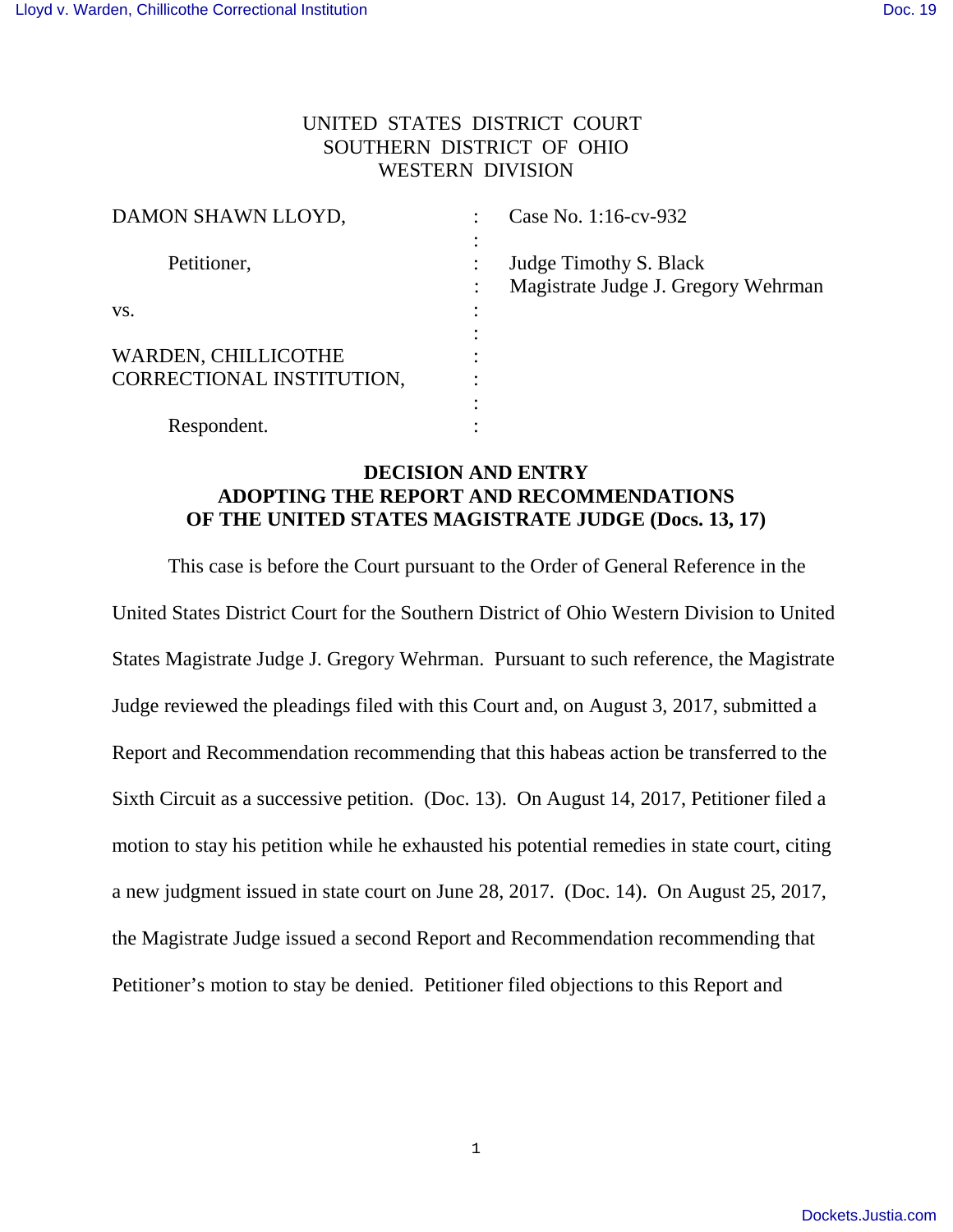UNITED STATES DISTRICT COURT
SOUTHERN DISTRICT OF OHIO
WESTERN DIVISION

| | | |
|---|---|---|
| DAMON SHAWN LLOYD, | : | Case No. 1:16-cv-932 |
| | : | |
| Petitioner, | : | Judge Timothy S. Black |
| | : | Magistrate Judge J. Gregory Wehrman |
| vs. | : | |
| | : | |
| WARDEN, CHILLICOTHE CORRECTIONAL INSTITUTION, | : | |
| | : | |
| Respondent. | : | |

**DECISION AND ENTRY**
**ADOPTING THE REPORT AND RECOMMENDATIONS**
**OF THE UNITED STATES MAGISTRATE JUDGE (Docs. 13, 17)**

This case is before the Court pursuant to the Order of General Reference in the United States District Court for the Southern District of Ohio Western Division to United States Magistrate Judge J. Gregory Wehrman. Pursuant to such reference, the Magistrate Judge reviewed the pleadings filed with this Court and, on August 3, 2017, submitted a Report and Recommendation recommending that this habeas action be transferred to the Sixth Circuit as a successive petition. (Doc. 13). On August 14, 2017, Petitioner filed a motion to stay his petition while he exhausted his potential remedies in state court, citing a new judgment issued in state court on June 28, 2017. (Doc. 14). On August 25, 2017, the Magistrate Judge issued a second Report and Recommendation recommending that Petitioner's motion to stay be denied. Petitioner filed objections to this Report and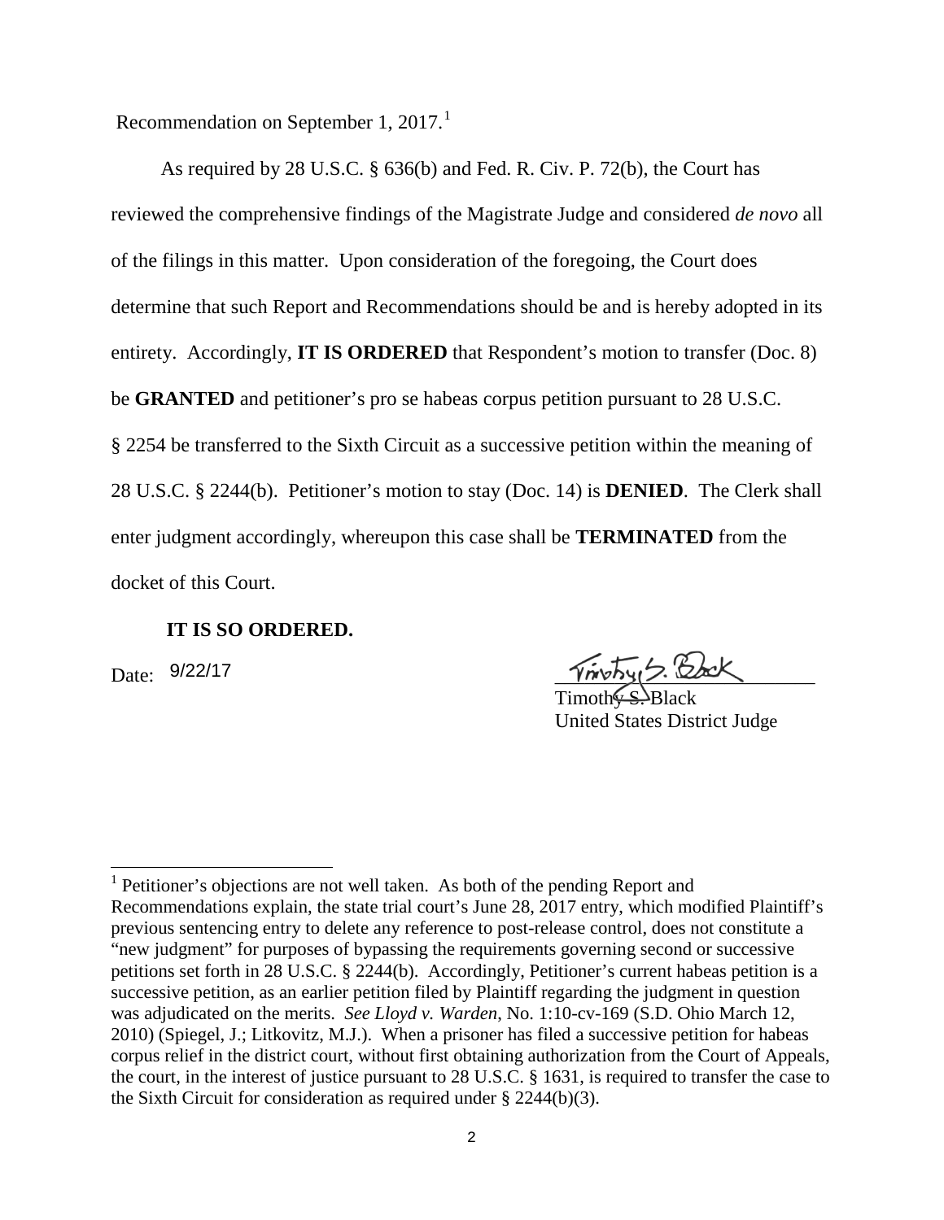Recommendation on September 1, 2017.[1]

As required by 28 U.S.C. § 636(b) and Fed. R. Civ. P. 72(b), the Court has reviewed the comprehensive findings of the Magistrate Judge and considered *de novo* all of the filings in this matter. Upon consideration of the foregoing, the Court does determine that such Report and Recommendations should be and is hereby adopted in its entirety. Accordingly, **IT IS ORDERED** that Respondent's motion to transfer (Doc. 8) be **GRANTED** and petitioner's pro se habeas corpus petition pursuant to 28 U.S.C. § 2254 be transferred to the Sixth Circuit as a successive petition within the meaning of 28 U.S.C. § 2244(b). Petitioner's motion to stay (Doc. 14) is **DENIED**. The Clerk shall enter judgment accordingly, whereupon this case shall be **TERMINATED** from the docket of this Court.

**IT IS SO ORDERED.**

Date: 9/22/17

Timothy S. Black
United States District Judge

---

[1] Petitioner's objections are not well taken. As both of the pending Report and Recommendations explain, the state trial court's June 28, 2017 entry, which modified Plaintiff's previous sentencing entry to delete any reference to post-release control, does not constitute a "new judgment" for purposes of bypassing the requirements governing second or successive petitions set forth in 28 U.S.C. § 2244(b). Accordingly, Petitioner's current habeas petition is a successive petition, as an earlier petition filed by Plaintiff regarding the judgment in question was adjudicated on the merits. *See Lloyd v. Warden*, No. 1:10-cv-169 (S.D. Ohio March 12, 2010) (Spiegel, J.; Litkovitz, M.J.). When a prisoner has filed a successive petition for habeas corpus relief in the district court, without first obtaining authorization from the Court of Appeals, the court, in the interest of justice pursuant to 28 U.S.C. § 1631, is required to transfer the case to the Sixth Circuit for consideration as required under § 2244(b)(3).